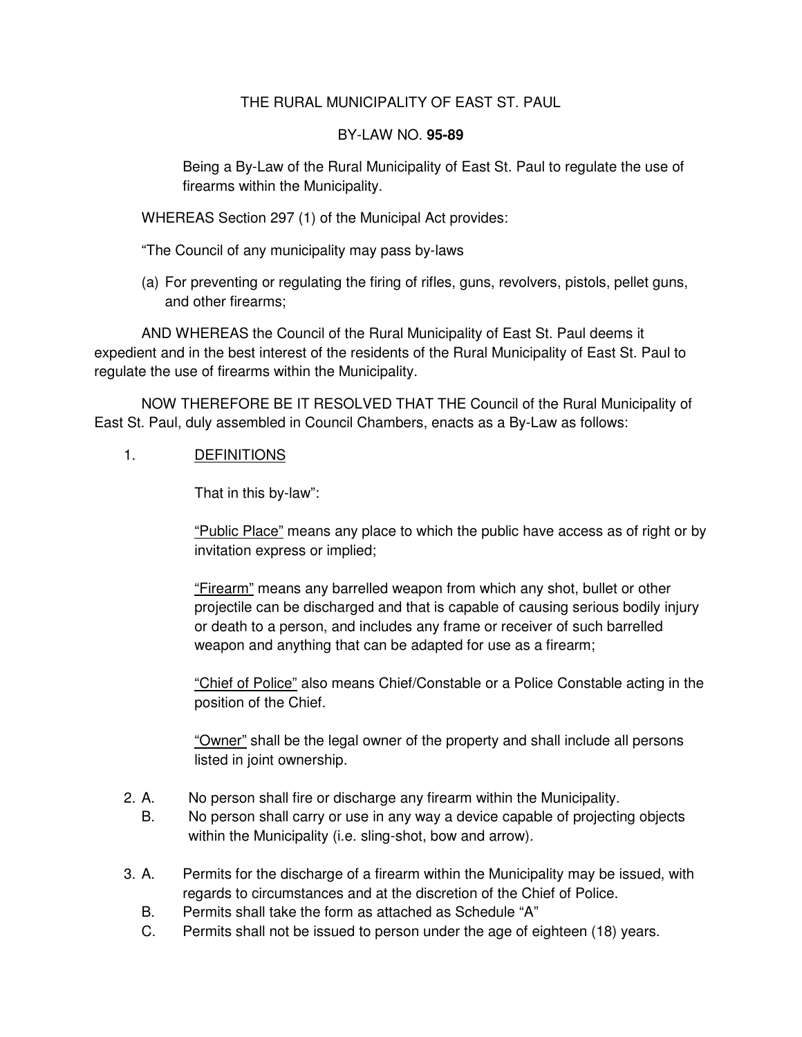# THE RURAL MUNICIPALITY OF EAST ST. PAUL

## BY-LAW NO. **95-89**

Being a By-Law of the Rural Municipality of East St. Paul to regulate the use of firearms within the Municipality.

WHEREAS Section 297 (1) of the Municipal Act provides:

"The Council of any municipality may pass by-laws

(a) For preventing or regulating the firing of rifles, guns, revolvers, pistols, pellet guns, and other firearms;

AND WHEREAS the Council of the Rural Municipality of East St. Paul deems it expedient and in the best interest of the residents of the Rural Municipality of East St. Paul to regulate the use of firearms within the Municipality.

NOW THEREFORE BE IT RESOLVED THAT THE Council of the Rural Municipality of East St. Paul, duly assembled in Council Chambers, enacts as a By-Law as follows:

1. DEFINITIONS

   That in this by-law":

   "Public Place" means any place to which the public have access as of right or by invitation express or implied;

   "Firearm" means any barrelled weapon from which any shot, bullet or other projectile can be discharged and that is capable of causing serious bodily injury or death to a person, and includes any frame or receiver of such barrelled weapon and anything that can be adapted for use as a firearm;

   "Chief of Police" also means Chief/Constable or a Police Constable acting in the position of the Chief.

   "Owner" shall be the legal owner of the property and shall include all persons listed in joint ownership.

2. A. No person shall fire or discharge any firearm within the Municipality.

   B. No person shall carry or use in any way a device capable of projecting objects within the Municipality (i.e. sling-shot, bow and arrow).

3. A. Permits for the discharge of a firearm within the Municipality may be issued, with regards to circumstances and at the discretion of the Chief of Police.

   B. Permits shall take the form as attached as Schedule "A"

   C. Permits shall not be issued to person under the age of eighteen (18) years.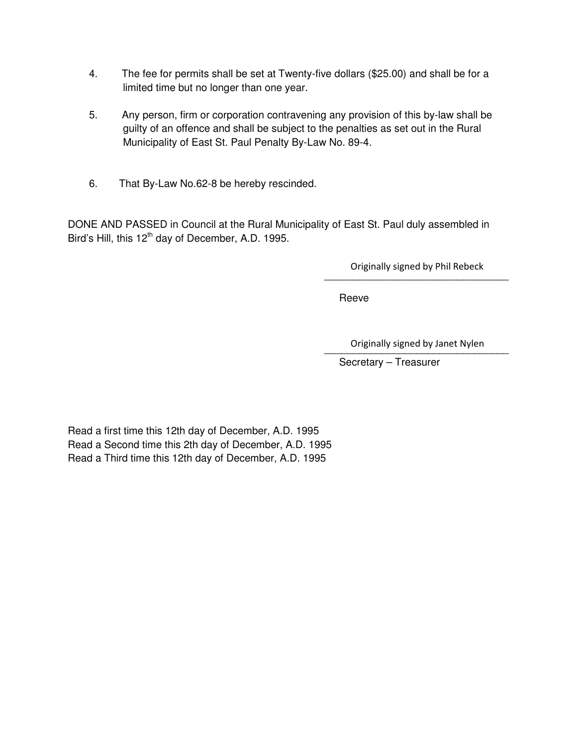4. The fee for permits shall be set at Twenty-five dollars ($25.00) and shall be for a limited time but no longer than one year.

5. Any person, firm or corporation contravening any provision of this by-law shall be guilty of an offence and shall be subject to the penalties as set out in the Rural Municipality of East St. Paul Penalty By-Law No. 89-4.

6. That By-Law No.62-8 be hereby rescinded.

DONE AND PASSED in Council at the Rural Municipality of East St. Paul duly assembled in Bird's Hill, this 12th day of December, A.D. 1995.

Originally signed by Phil Rebeck
\_\_\_\_\_\_\_\_\_\_\_\_\_\_\_\_\_\_\_\_\_\_\_\_\_\_\_\_\_\_\_\_
Reeve

Originally signed by Janet Nylen
\_\_\_\_\_\_\_\_\_\_\_\_\_\_\_\_\_\_\_\_\_\_\_\_\_\_\_\_\_\_\_\_
Secretary – Treasurer

Read a first time this 12th day of December, A.D. 1995
Read a Second time this 2th day of December, A.D. 1995
Read a Third time this 12th day of December, A.D. 1995